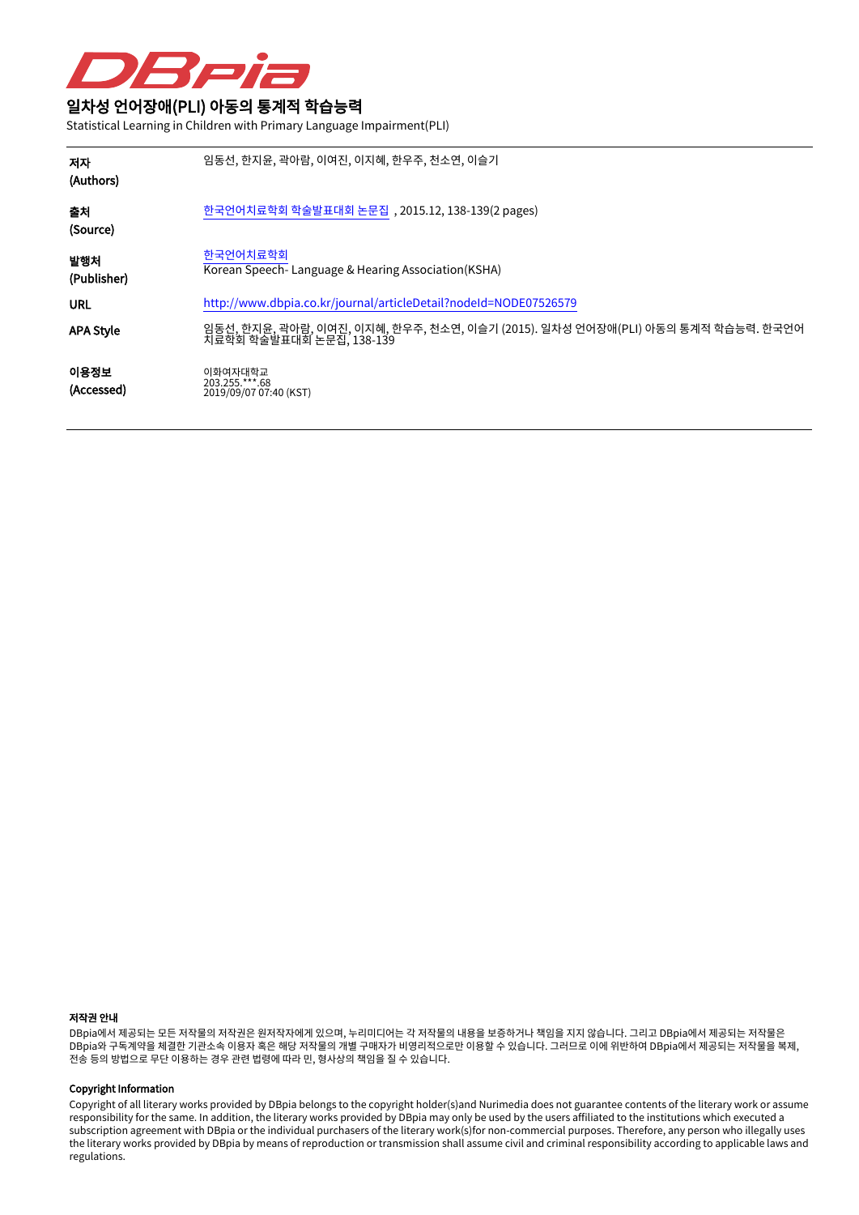# 일차성 언어장애(PLI) 아동의 통계적 학습능력

Statistical Learning in Children with Primary Language Impairment(PLI)

| | |
|---|---|
| **저자 (Authors)** | 임동선, 한지윤, 곽아람, 이여진, 이지혜, 한우주, 천소연, 이슬기 |
| **출처 (Source)** | 한국언어치료학회 학술발표대회 논문집 , 2015.12, 138-139(2 pages) |
| **발행처 (Publisher)** | 한국언어치료학회<br>Korean Speech- Language & Hearing Association(KSHA) |
| **URL** | http://www.dbpia.co.kr/journal/articleDetail?nodeId=NODE07526579 |
| **APA Style** | 임동선, 한지윤, 곽아람, 이여진, 이지혜, 한우주, 천소연, 이슬기 (2015). 일차성 언어장애(PLI) 아동의 통계적 학습능력. 한국언어치료학회 학술발표대회 논문집, 138-139 |
| **이용정보 (Accessed)** | 이화여자대학교<br>203.255.***.68<br>2019/09/07 07:40 (KST) |

**저작권 안내**

DBpia에서 제공되는 모든 저작물의 저작권은 원저작자에게 있으며, 누리미디어는 각 저작물의 내용을 보증하거나 책임을 지지 않습니다. 그리고 DBpia에서 제공되는 저작물은 DBpia와 구독계약을 체결한 기관소속 이용자 혹은 해당 저작물의 개별 구매자가 비영리적으로만 이용할 수 있습니다. 그러므로 이에 위반하여 DBpia에서 제공되는 저작물을 복제, 전송 등의 방법으로 무단 이용하는 경우 관련 법령에 따라 민, 형사상의 책임을 질 수 있습니다.

**Copyright Information**

Copyright of all literary works provided by DBpia belongs to the copyright holder(s)and Nurimedia does not guarantee contents of the literary work or assume responsibility for the same. In addition, the literary works provided by DBpia may only be used by the users affiliated to the institutions which executed a subscription agreement with DBpia or the individual purchasers of the literary work(s)for non-commercial purposes. Therefore, any person who illegally uses the literary works provided by DBpia by means of reproduction or transmission shall assume civil and criminal responsibility according to applicable laws and regulations.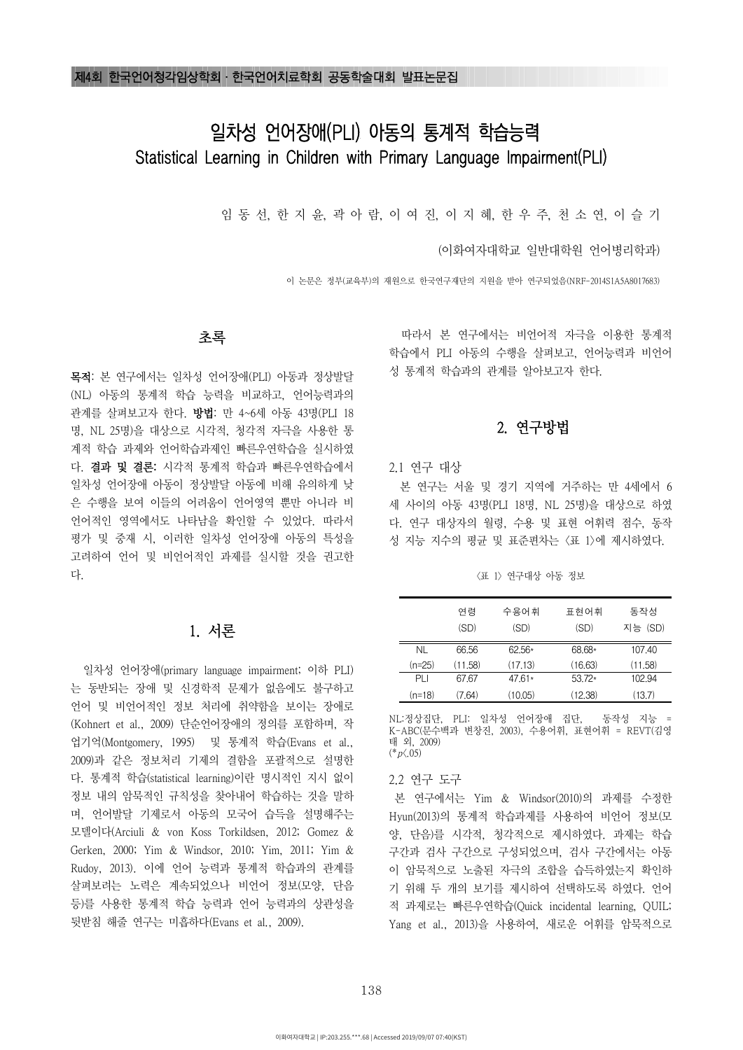# 일차성 언어장애(PLI) 아동의 통계적 학습능력

## Statistical Learning in Children with Primary Language Impairment(PLI)

임 동 선, 한 지 윤, 곽 아 람, 이 여 진, 이 지 혜, 한 우 주, 천 소 연, 이 슬 기

(이화여자대학교 일반대학원 언어병리학과)

이 논문은 정부(교육부)의 재원으로 한국연구재단의 지원을 받아 연구되었음(NRF-2014S1A5A8017683)

## 초록

**목적**: 본 연구에서는 일차성 언어장애(PLI) 아동과 정상발달(NL) 아동의 통계적 학습 능력을 비교하고, 언어능력과의 관계를 살펴보고자 한다. **방법**: 만 4~6세 아동 43명(PLI 18명, NL 25명)을 대상으로 시각적, 청각적 자극을 사용한 통계적 학습 과제와 언어학습과제인 빠른우연학습을 실시하였다. **결과 및 결론**: 시각적 통계적 학습과 빠른우연학습에서 일차성 언어장애 아동이 정상발달 아동에 비해 유의하게 낮은 수행을 보여 이들의 어려움이 언어영역 뿐만 아니라 비언어적인 영역에서도 나타남을 확인할 수 있었다. 따라서 평가 및 중재 시, 이러한 일차성 언어장애 아동의 특성을 고려하여 언어 및 비언어적인 과제를 실시할 것을 권고한다.

## 1. 서론

일차성 언어장애(primary language impairment; 이하 PLI)는 동반되는 장애 및 신경학적 문제가 없음에도 불구하고 언어 및 비언어적인 정보 처리에 취약함을 보이는 장애로(Kohnert et al., 2009) 단순언어장애의 정의를 포함하며, 작업기억(Montgomery, 1995) 및 통계적 학습(Evans et al., 2009)과 같은 정보처리 기제의 결함을 포괄적으로 설명한다. 통계적 학습(statistical learning)이란 명시적인 지시 없이 정보 내의 암묵적인 규칙성을 찾아내어 학습하는 것을 말하며, 언어발달 기제로서 아동의 모국어 습득을 설명해주는 모델이다(Arciuli & von Koss Torkildsen, 2012; Gomez & Gerken, 2000; Yim & Windsor, 2010; Yim, 2011; Yim & Rudoy, 2013). 이에 언어 능력과 통계적 학습과의 관계를 살펴보려는 노력은 계속되었으나 비언어 정보(모양, 단음 등)를 사용한 통계적 학습 능력과 언어 능력과의 상관성을 뒷받침 해줄 연구는 미흡하다(Evans et al., 2009).

따라서 본 연구에서는 비언어적 자극을 이용한 통계적 학습에서 PLI 아동의 수행을 살펴보고, 언어능력과 비언어성 통계적 학습과의 관계를 알아보고자 한다.

## 2. 연구방법

### 2.1 연구 대상

본 연구는 서울 및 경기 지역에 거주하는 만 4세에서 6세 사이의 아동 43명(PLI 18명, NL 25명)을 대상으로 하였다. 연구 대상자의 월령, 수용 및 표현 어휘력 점수, 동작성 지능 지수의 평균 및 표준편차는 <표 1>에 제시하였다.

<표 1> 연구대상 아동 정보

| | 연령 (SD) | 수용어휘 (SD) | 표현어휘 (SD) | 동작성 지능 (SD) |
|---|---|---|---|---|
| NL | 66.56 | 62.56* | 68.68* | 107.40 |
| (n=25) | (11.58) | (17.13) | (16.63) | (11.58) |
| PLI | 67.67 | 47.61* | 53.72* | 102.94 |
| (n=18) | (7.64) | (10.05) | (12.38) | (13.7) |

NL:정상집단, PLI: 일차성 언어장애 집단, 동작성 지능 = K-ABC(문수백과 변창진, 2003), 수용어휘, 표현어휘 = REVT(김영태 외, 2009)
($^*p<.05$)

### 2.2 연구 도구

본 연구에서는 Yim & Windsor(2010)의 과제를 수정한 Hyun(2013)의 통계적 학습과제를 사용하여 비언어 정보(모양, 단음)를 시각적, 청각적으로 제시하였다. 과제는 학습 구간과 검사 구간으로 구성되었으며, 검사 구간에서는 아동이 암묵적으로 노출된 자극의 조합을 습득하였는지 확인하기 위해 두 개의 보기를 제시하여 선택하도록 하였다. 언어적 과제로는 빠른우연학습(Quick incidental learning, QUIL; Yang et al., 2013)을 사용하여, 새로운 어휘를 암묵적으로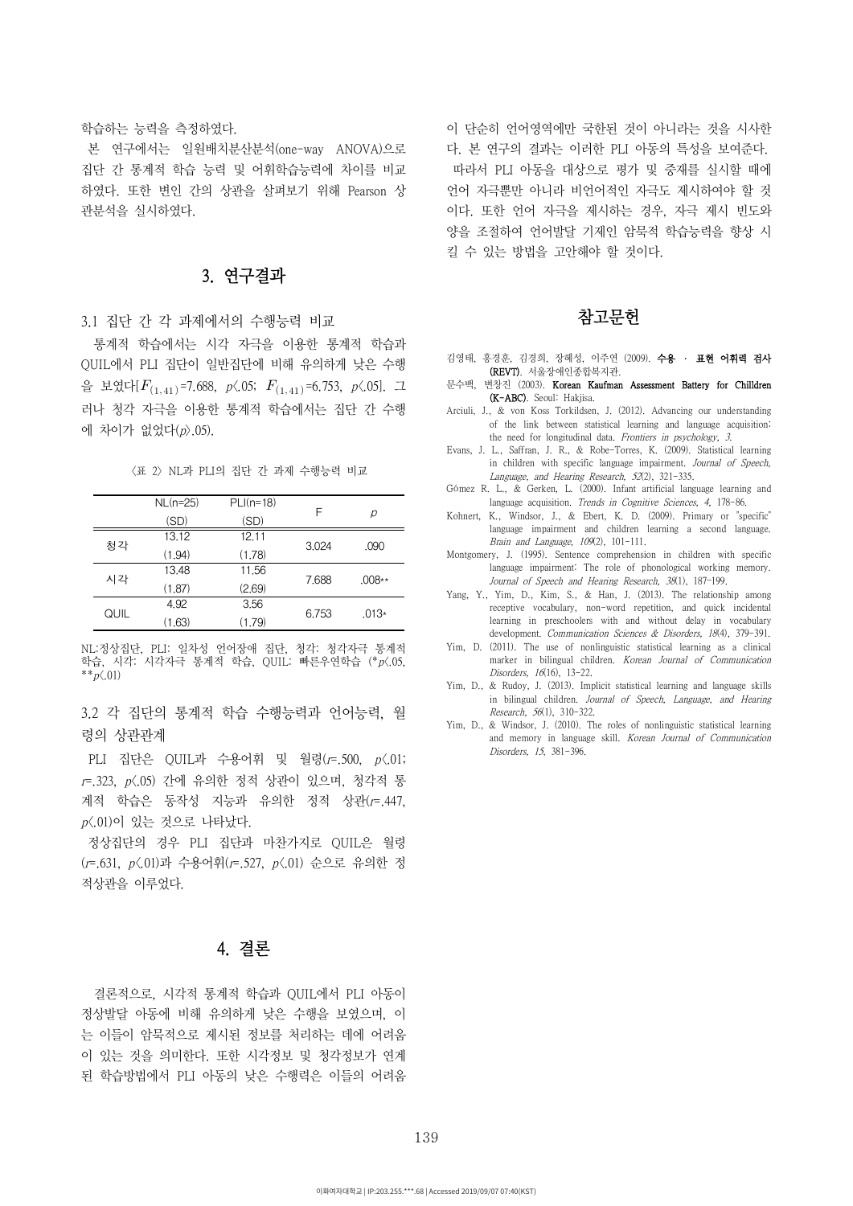학습하는 능력을 측정하였다.

본 연구에서는 일원배치분산분석(one-way ANOVA)으로 집단 간 통계적 학습 능력 및 어휘학습능력에 차이를 비교하였다. 또한 변인 간의 상관을 살펴보기 위해 Pearson 상관분석을 실시하였다.

## 3. 연구결과

### 3.1 집단 간 각 과제에서의 수행능력 비교

통계적 학습에서는 시각 자극을 이용한 통계적 학습과 QUIL에서 PLI 집단이 일반집단에 비해 유의하게 낮은 수행을 보였다[$F_{(1,41)}$=7.688, $p<.05$; $F_{(1,41)}$=6.753, $p<.05$]. 그러나 청각 자극을 이용한 통계적 학습에서는 집단 간 수행에 차이가 없었다($p>.05$).

〈표 2〉 NL과 PLI의 집단 간 과제 수행능력 비교

| | NL(n=25) (SD) | PLI(n=18) (SD) | F | p |
|---|---|---|---|---|
| 청각 | 13.12 (1.94) | 12.11 (1.78) | 3.024 | .090 |
| 시각 | 13.48 (1.87) | 11.56 (2.69) | 7.688 | .008** |
| QUIL | 4.92 (1.63) | 3.56 (1.79) | 6.753 | .013* |

NL:정상집단, PLI: 일차성 언어장애 집단, 청각: 청각자극 통계적 학습, 시각: 시각자극 통계적 학습, QUIL: 빠른우연학습 (*$p<.05$, **$p<.01$)

### 3.2 각 집단의 통계적 학습 수행능력과 언어능력, 월령의 상관관계

PLI 집단은 QUIL과 수용어휘 및 월령($r$=.500, $p<.01$; $r$=.323, $p<.05$) 간에 유의한 정적 상관이 있으며, 청각적 통계적 학습은 동작성 지능과 유의한 정적 상관($r$=.447, $p<.01$)이 있는 것으로 나타났다.

정상집단의 경우 PLI 집단과 마찬가지로 QUIL은 월령($r$=.631, $p<.01$)과 수용어휘($r$=.527, $p<.01$) 순으로 유의한 정적상관을 이루었다.

## 4. 결론

결론적으로, 시각적 통계적 학습과 QUIL에서 PLI 아동이 정상발달 아동에 비해 유의하게 낮은 수행을 보였으며, 이는 이들이 암묵적으로 제시된 정보를 처리하는 데에 어려움이 있는 것을 의미한다. 또한 시각정보 및 청각정보가 연계된 학습방법에서 PLI 아동의 낮은 수행력은 이들의 어려움이 단순히 언어영역에만 국한된 것이 아니라는 것을 시사한다. 본 연구의 결과는 이러한 PLI 아동의 특성을 보여준다.

따라서 PLI 아동을 대상으로 평가 및 중재를 실시할 때에 언어 자극뿐만 아니라 비언어적인 자극도 제시하여야 할 것이다. 또한 언어 자극을 제시하는 경우, 자극 제시 빈도와 양을 조절하여 언어발달 기제인 암묵적 학습능력을 향상 시킬 수 있는 방법을 고안해야 할 것이다.

## 참고문헌

김영태, 홍경훈, 김경희, 장혜성, 이주연 (2009). **수용 · 표현 어휘력 검사 (REVT)**. 서울장애인종합복지관.

문수백, 변창진 (2003). **Korean Kaufman Assessment Battery for Chilldren (K-ABC)**. Seoul: Hakjisa.

Arciuli, J., & von Koss Torkildsen, J. (2012). Advancing our understanding of the link between statistical learning and language acquisition: the need for longitudinal data. *Frontiers in psychology, 3*.

Evans, J. L., Saffran, J. R., & Robe-Torres, K. (2009). Statistical learning in children with specific language impairment. *Journal of Speech, Language, and Hearing Research, 52*(2), 321-335.

Gómez R. L., & Gerken, L. (2000). Infant artificial language learning and language acquisition. *Trends in Cognitive Sciences, 4*, 178-86.

Kohnert, K., Windsor, J., & Ebert, K. D. (2009). Primary or "specific" language impairment and children learning a second language. *Brain and Language, 109*(2), 101-111.

Montgomery, J. (1995). Sentence comprehension in children with specific language impairment: The role of phonological working memory. *Journal of Speech and Hearing Research, 38*(1), 187-199.

Yang, Y., Yim, D., Kim, S., & Han, J. (2013). The relationship among receptive vocabulary, non-word repetition, and quick incidental learning in preschoolers with and without delay in vocabulary development. *Communication Sciences & Disorders, 18*(4), 379-391.

Yim, D. (2011). The use of nonlinguistic statistical learning as a clinical marker in bilingual children. *Korean Journal of Communication Disorders, 16*(16), 13-22.

Yim, D., & Rudoy, J. (2013). Implicit statistical learning and language skills in bilingual children. *Journal of Speech, Language, and Hearing Research, 56*(1), 310-322.

Yim, D., & Windsor, J. (2010). The roles of nonlinguistic statistical learning and memory in language skill. *Korean Journal of Communication Disorders, 15*, 381-396.